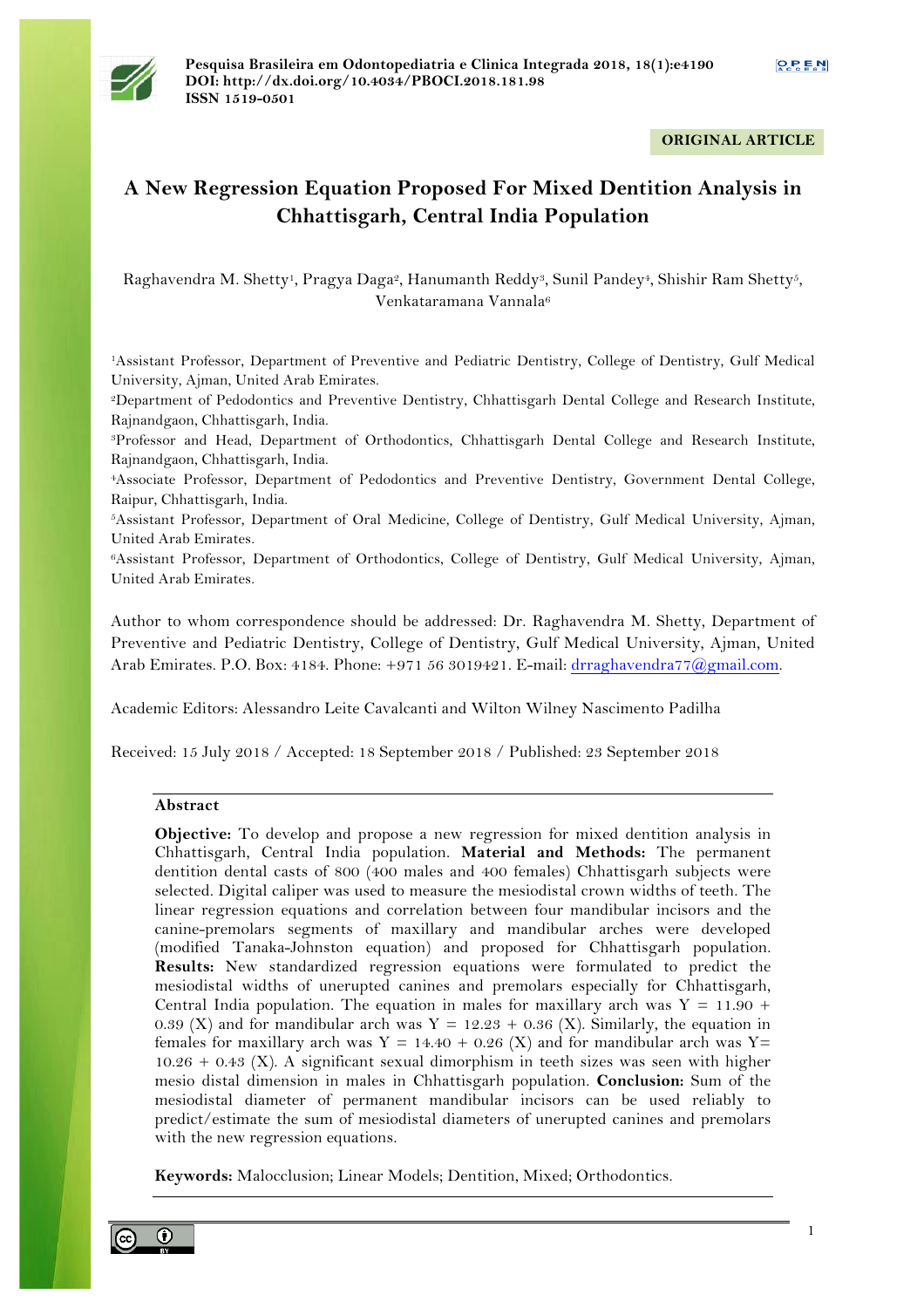**ORIGINAL ARTICLE**

# A New Regression Equation Proposed For Mixed Dentition Analysis in Chhattisgarh, Central India Population

Raghavendra M. Shetty[1], Pragya Daga[2], Hanumanth Reddy[3], Sunil Pandey[4], Shishir Ram Shetty[5], Venkataramana Vannala[6]

[1]Assistant Professor, Department of Preventive and Pediatric Dentistry, College of Dentistry, Gulf Medical University, Ajman, United Arab Emirates.

[2]Department of Pedodontics and Preventive Dentistry, Chhattisgarh Dental College and Research Institute, Rajnandgaon, Chhattisgarh, India.

[3]Professor and Head, Department of Orthodontics, Chhattisgarh Dental College and Research Institute, Rajnandgaon, Chhattisgarh, India.

[4]Associate Professor, Department of Pedodontics and Preventive Dentistry, Government Dental College, Raipur, Chhattisgarh, India.

[5]Assistant Professor, Department of Oral Medicine, College of Dentistry, Gulf Medical University, Ajman, United Arab Emirates.

[6]Assistant Professor, Department of Orthodontics, College of Dentistry, Gulf Medical University, Ajman, United Arab Emirates.

Author to whom correspondence should be addressed: Dr. Raghavendra M. Shetty, Department of Preventive and Pediatric Dentistry, College of Dentistry, Gulf Medical University, Ajman, United Arab Emirates. P.O. Box: 4184. Phone: +971 56 3019421. E-mail: drraghavendra77@gmail.com.

Academic Editors: Alessandro Leite Cavalcanti and Wilton Wilney Nascimento Padilha

Received: 15 July 2018 / Accepted: 18 September 2018 / Published: 23 September 2018

## Abstract

**Objective:** To develop and propose a new regression for mixed dentition analysis in Chhattisgarh, Central India population. **Material and Methods:** The permanent dentition dental casts of 800 (400 males and 400 females) Chhattisgarh subjects were selected. Digital caliper was used to measure the mesiodistal crown widths of teeth. The linear regression equations and correlation between four mandibular incisors and the canine-premolars segments of maxillary and mandibular arches were developed (modified Tanaka-Johnston equation) and proposed for Chhattisgarh population. **Results:** New standardized regression equations were formulated to predict the mesiodistal widths of unerupted canines and premolars especially for Chhattisgarh, Central India population. The equation in males for maxillary arch was $Y = 11.90 + 0.39 (X)$ and for mandibular arch was $Y = 12.23 + 0.36 (X)$. Similarly, the equation in females for maxillary arch was $Y = 14.40 + 0.26 (X)$ and for mandibular arch was $Y = 10.26 + 0.43 (X)$. A significant sexual dimorphism in teeth sizes was seen with higher mesio distal dimension in males in Chhattisgarh population. **Conclusion:** Sum of the mesiodistal diameter of permanent mandibular incisors can be used reliably to predict/estimate the sum of mesiodistal diameters of unerupted canines and premolars with the new regression equations.

**Keywords:** Malocclusion; Linear Models; Dentition, Mixed; Orthodontics.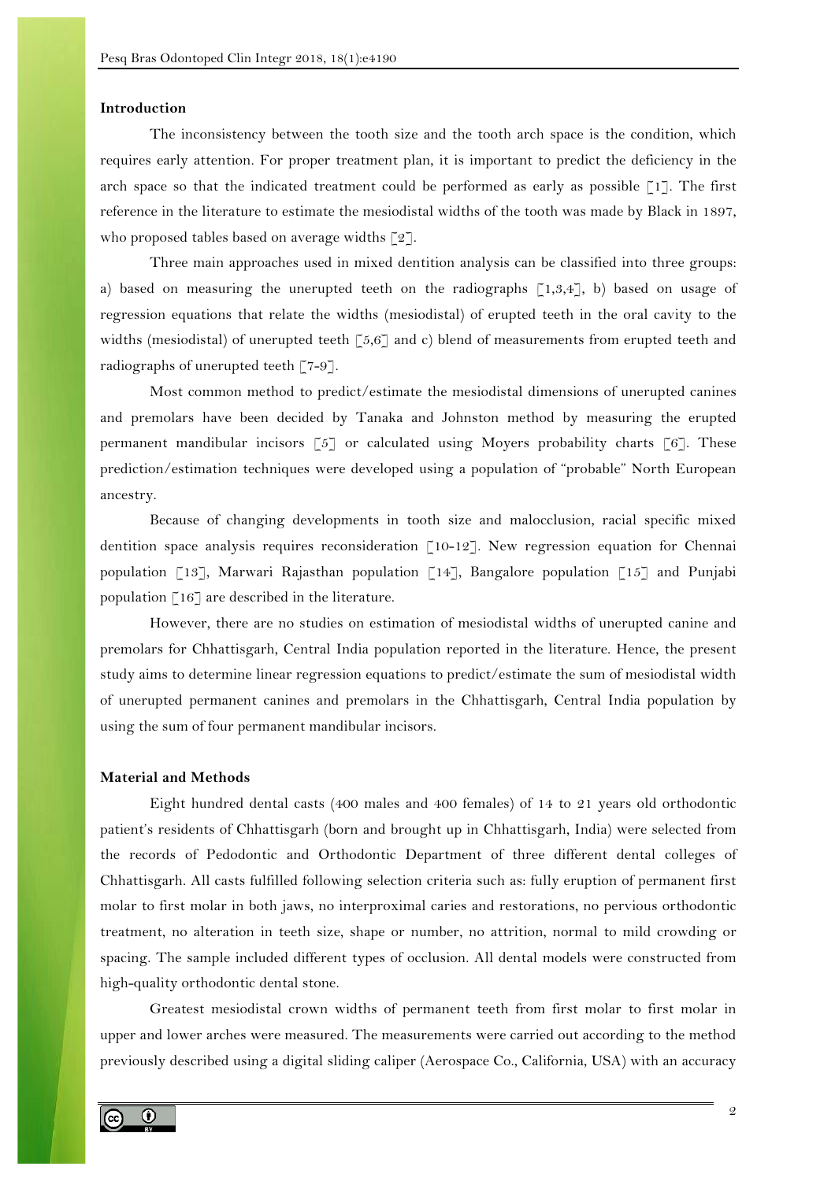## Introduction

The inconsistency between the tooth size and the tooth arch space is the condition, which requires early attention. For proper treatment plan, it is important to predict the deficiency in the arch space so that the indicated treatment could be performed as early as possible [1]. The first reference in the literature to estimate the mesiodistal widths of the tooth was made by Black in 1897, who proposed tables based on average widths [2].

Three main approaches used in mixed dentition analysis can be classified into three groups: a) based on measuring the unerupted teeth on the radiographs [1,3,4], b) based on usage of regression equations that relate the widths (mesiodistal) of erupted teeth in the oral cavity to the widths (mesiodistal) of unerupted teeth [5,6] and c) blend of measurements from erupted teeth and radiographs of unerupted teeth [7-9].

Most common method to predict/estimate the mesiodistal dimensions of unerupted canines and premolars have been decided by Tanaka and Johnston method by measuring the erupted permanent mandibular incisors [5] or calculated using Moyers probability charts [6]. These prediction/estimation techniques were developed using a population of "probable" North European ancestry.

Because of changing developments in tooth size and malocclusion, racial specific mixed dentition space analysis requires reconsideration [10-12]. New regression equation for Chennai population [13], Marwari Rajasthan population [14], Bangalore population [15] and Punjabi population [16] are described in the literature.

However, there are no studies on estimation of mesiodistal widths of unerupted canine and premolars for Chhattisgarh, Central India population reported in the literature. Hence, the present study aims to determine linear regression equations to predict/estimate the sum of mesiodistal width of unerupted permanent canines and premolars in the Chhattisgarh, Central India population by using the sum of four permanent mandibular incisors.

## Material and Methods

Eight hundred dental casts (400 males and 400 females) of 14 to 21 years old orthodontic patient's residents of Chhattisgarh (born and brought up in Chhattisgarh, India) were selected from the records of Pedodontic and Orthodontic Department of three different dental colleges of Chhattisgarh. All casts fulfilled following selection criteria such as: fully eruption of permanent first molar to first molar in both jaws, no interproximal caries and restorations, no pervious orthodontic treatment, no alteration in teeth size, shape or number, no attrition, normal to mild crowding or spacing. The sample included different types of occlusion. All dental models were constructed from high-quality orthodontic dental stone.

Greatest mesiodistal crown widths of permanent teeth from first molar to first molar in upper and lower arches were measured. The measurements were carried out according to the method previously described using a digital sliding caliper (Aerospace Co., California, USA) with an accuracy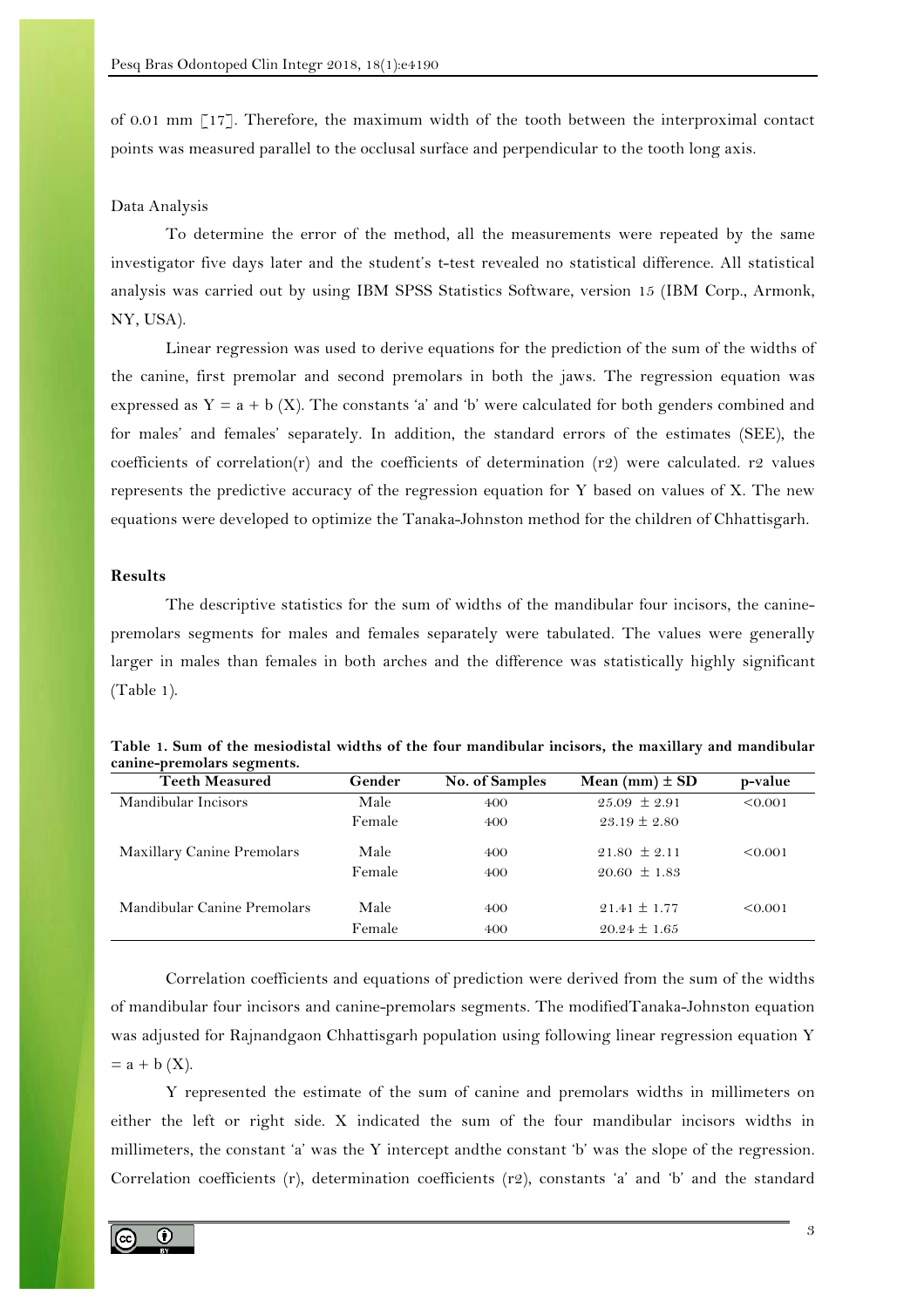of 0.01 mm [17]. Therefore, the maximum width of the tooth between the interproximal contact points was measured parallel to the occlusal surface and perpendicular to the tooth long axis.

### Data Analysis

To determine the error of the method, all the measurements were repeated by the same investigator five days later and the student's t-test revealed no statistical difference. All statistical analysis was carried out by using IBM SPSS Statistics Software, version 15 (IBM Corp., Armonk, NY, USA).

Linear regression was used to derive equations for the prediction of the sum of the widths of the canine, first premolar and second premolars in both the jaws. The regression equation was expressed as $Y = a + b (X)$. The constants 'a' and 'b' were calculated for both genders combined and for males' and females' separately. In addition, the standard errors of the estimates (SEE), the coefficients of correlation(r) and the coefficients of determination ($r^2$) were calculated. $r^2$ values represents the predictive accuracy of the regression equation for Y based on values of X. The new equations were developed to optimize the Tanaka-Johnston method for the children of Chhattisgarh.

## Results

The descriptive statistics for the sum of widths of the mandibular four incisors, the canine-premolars segments for males and females separately were tabulated. The values were generally larger in males than females in both arches and the difference was statistically highly significant (Table 1).

**Table 1. Sum of the mesiodistal widths of the four mandibular incisors, the maxillary and mandibular canine-premolars segments.**

| Teeth Measured | Gender | No. of Samples | Mean (mm) ± SD | p-value |
|---|---|---|---|---|
| Mandibular Incisors | Male | 400 | 25.09 ± 2.91 | <0.001 |
| | Female | 400 | 23.19 ± 2.80 | |
| Maxillary Canine Premolars | Male | 400 | 21.80 ± 2.11 | <0.001 |
| | Female | 400 | 20.60 ± 1.83 | |
| Mandibular Canine Premolars | Male | 400 | 21.41 ± 1.77 | <0.001 |
| | Female | 400 | 20.24 ± 1.65 | |

Correlation coefficients and equations of prediction were derived from the sum of the widths of mandibular four incisors and canine-premolars segments. The modifiedTanaka-Johnston equation was adjusted for Rajnandgaon Chhattisgarh population using following linear regression equation $Y = a + b (X)$.

Y represented the estimate of the sum of canine and premolars widths in millimeters on either the left or right side. X indicated the sum of the four mandibular incisors widths in millimeters, the constant 'a' was the Y intercept andthe constant 'b' was the slope of the regression. Correlation coefficients (r), determination coefficients ($r^2$), constants 'a' and 'b' and the standard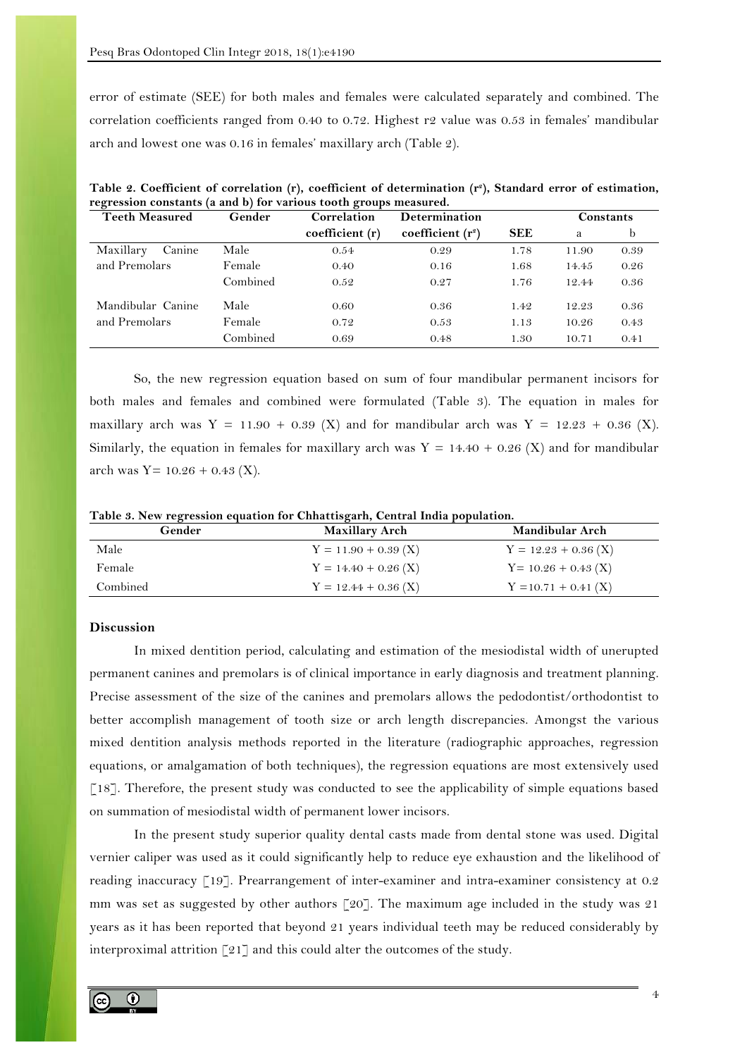error of estimate (SEE) for both males and females were calculated separately and combined. The correlation coefficients ranged from 0.40 to 0.72. Highest r2 value was 0.53 in females' mandibular arch and lowest one was 0.16 in females' maxillary arch (Table 2).

**Table 2. Coefficient of correlation (r), coefficient of determination ($r^2$), Standard error of estimation, regression constants (a and b) for various tooth groups measured.**

| Teeth Measured | Gender | Correlation coefficient (r) | Determination coefficient ($r^2$) | SEE | Constants | |
|---|---|---|---|---|---|---|
| | | | | | a | b |
| Maxillary Canine and Premolars | Male | 0.54 | 0.29 | 1.78 | 11.90 | 0.39 |
| | Female | 0.40 | 0.16 | 1.68 | 14.45 | 0.26 |
| | Combined | 0.52 | 0.27 | 1.76 | 12.44 | 0.36 |
| Mandibular Canine and Premolars | Male | 0.60 | 0.36 | 1.42 | 12.23 | 0.36 |
| | Female | 0.72 | 0.53 | 1.13 | 10.26 | 0.43 |
| | Combined | 0.69 | 0.48 | 1.30 | 10.71 | 0.41 |

So, the new regression equation based on sum of four mandibular permanent incisors for both males and females and combined were formulated (Table 3). The equation in males for maxillary arch was $Y = 11.90 + 0.39 (X)$ and for mandibular arch was $Y = 12.23 + 0.36 (X)$. Similarly, the equation in females for maxillary arch was $Y = 14.40 + 0.26 (X)$ and for mandibular arch was $Y= 10.26 + 0.43 (X)$.

**Table 3. New regression equation for Chhattisgarh, Central India population.**

| Gender | Maxillary Arch | Mandibular Arch |
|---|---|---|
| Male | $Y = 11.90 + 0.39 (X)$ | $Y = 12.23 + 0.36 (X)$ |
| Female | $Y = 14.40 + 0.26 (X)$ | $Y= 10.26 + 0.43 (X)$ |
| Combined | $Y = 12.44 + 0.36 (X)$ | $Y =10.71 + 0.41 (X)$ |

## Discussion

In mixed dentition period, calculating and estimation of the mesiodistal width of unerupted permanent canines and premolars is of clinical importance in early diagnosis and treatment planning. Precise assessment of the size of the canines and premolars allows the pedodontist/orthodontist to better accomplish management of tooth size or arch length discrepancies. Amongst the various mixed dentition analysis methods reported in the literature (radiographic approaches, regression equations, or amalgamation of both techniques), the regression equations are most extensively used [18]. Therefore, the present study was conducted to see the applicability of simple equations based on summation of mesiodistal width of permanent lower incisors.

In the present study superior quality dental casts made from dental stone was used. Digital vernier caliper was used as it could significantly help to reduce eye exhaustion and the likelihood of reading inaccuracy [19]. Prearrangement of inter-examiner and intra-examiner consistency at 0.2 mm was set as suggested by other authors [20]. The maximum age included in the study was 21 years as it has been reported that beyond 21 years individual teeth may be reduced considerably by interproximal attrition [21] and this could alter the outcomes of the study.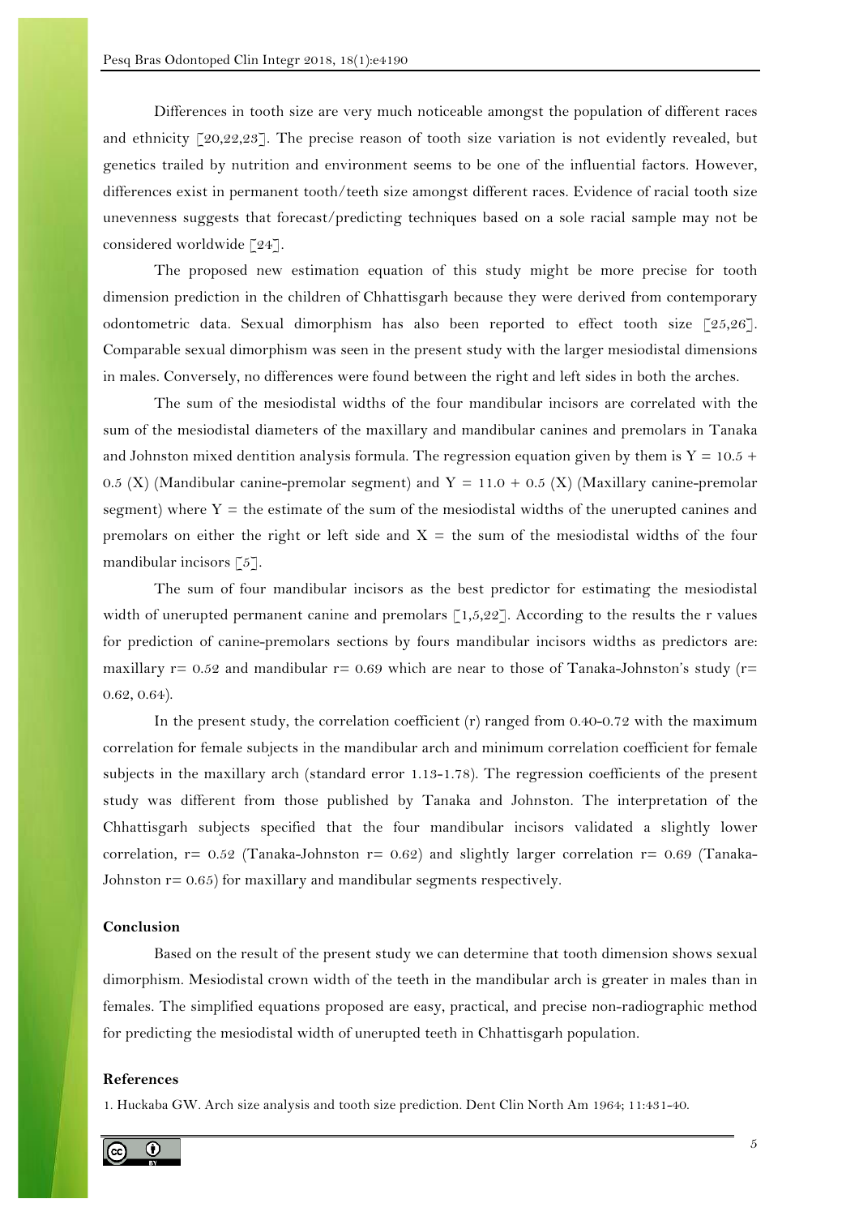Differences in tooth size are very much noticeable amongst the population of different races and ethnicity [20,22,23]. The precise reason of tooth size variation is not evidently revealed, but genetics trailed by nutrition and environment seems to be one of the influential factors. However, differences exist in permanent tooth/teeth size amongst different races. Evidence of racial tooth size unevenness suggests that forecast/predicting techniques based on a sole racial sample may not be considered worldwide [24].

The proposed new estimation equation of this study might be more precise for tooth dimension prediction in the children of Chhattisgarh because they were derived from contemporary odontometric data. Sexual dimorphism has also been reported to effect tooth size [25,26]. Comparable sexual dimorphism was seen in the present study with the larger mesiodistal dimensions in males. Conversely, no differences were found between the right and left sides in both the arches.

The sum of the mesiodistal widths of the four mandibular incisors are correlated with the sum of the mesiodistal diameters of the maxillary and mandibular canines and premolars in Tanaka and Johnston mixed dentition analysis formula. The regression equation given by them is $Y = 10.5 + 0.5 (X)$ (Mandibular canine-premolar segment) and $Y = 11.0 + 0.5 (X)$ (Maxillary canine-premolar segment) where $Y$ = the estimate of the sum of the mesiodistal widths of the unerupted canines and premolars on either the right or left side and $X$ = the sum of the mesiodistal widths of the four mandibular incisors [5].

The sum of four mandibular incisors as the best predictor for estimating the mesiodistal width of unerupted permanent canine and premolars [1,5,22]. According to the results the r values for prediction of canine-premolars sections by fours mandibular incisors widths as predictors are: maxillary $r = 0.52$ and mandibular $r = 0.69$ which are near to those of Tanaka-Johnston's study ($r = 0.62, 0.64$).

In the present study, the correlation coefficient (r) ranged from 0.40-0.72 with the maximum correlation for female subjects in the mandibular arch and minimum correlation coefficient for female subjects in the maxillary arch (standard error 1.13-1.78). The regression coefficients of the present study was different from those published by Tanaka and Johnston. The interpretation of the Chhattisgarh subjects specified that the four mandibular incisors validated a slightly lower correlation, $r = 0.52$ (Tanaka-Johnston $r = 0.62$) and slightly larger correlation $r = 0.69$ (Tanaka-Johnston $r = 0.65$) for maxillary and mandibular segments respectively.

## Conclusion

Based on the result of the present study we can determine that tooth dimension shows sexual dimorphism. Mesiodistal crown width of the teeth in the mandibular arch is greater in males than in females. The simplified equations proposed are easy, practical, and precise non-radiographic method for predicting the mesiodistal width of unerupted teeth in Chhattisgarh population.

## References

1. Huckaba GW. Arch size analysis and tooth size prediction. Dent Clin North Am 1964; 11:431-40.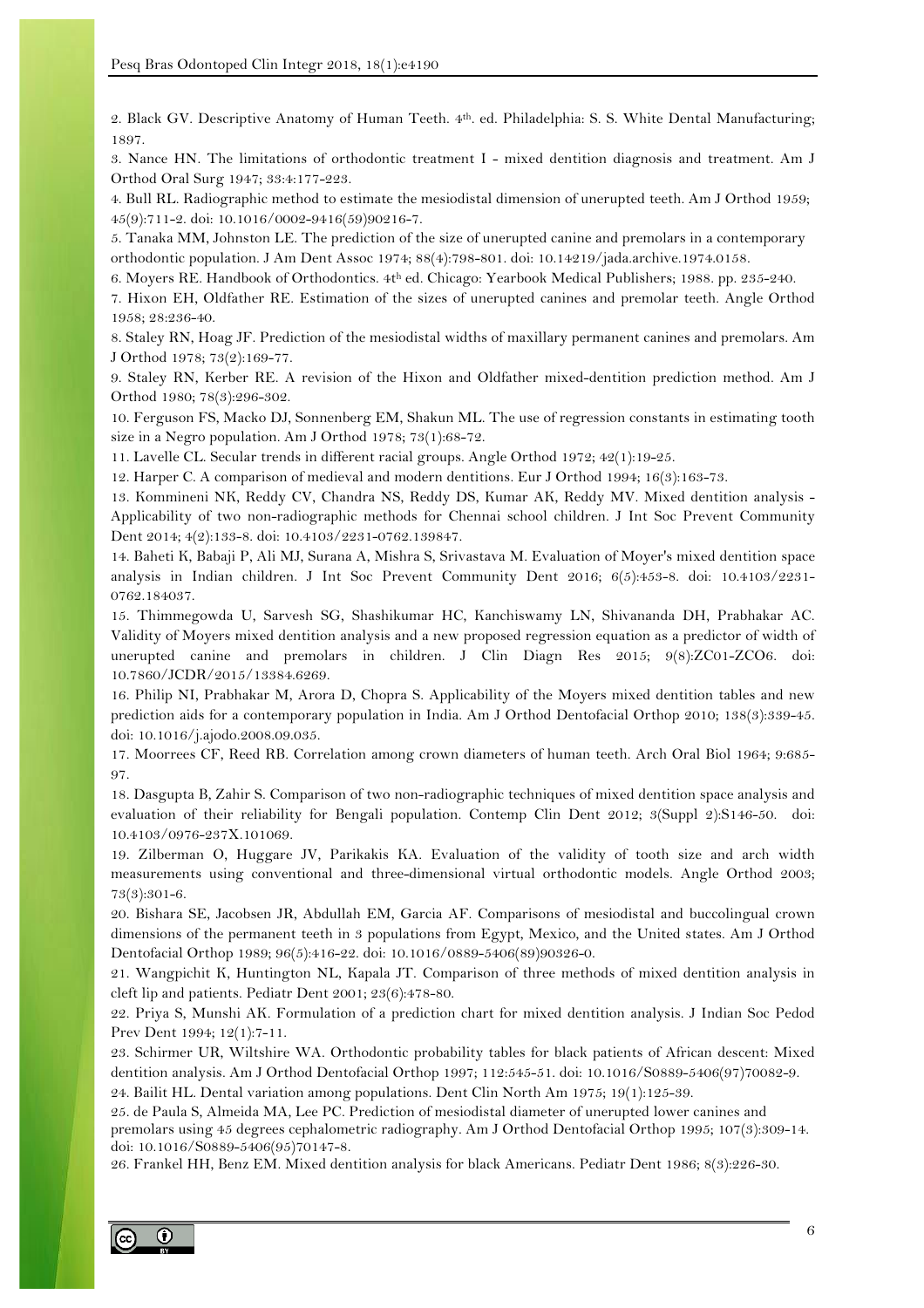2. Black GV. Descriptive Anatomy of Human Teeth. 4th. ed. Philadelphia: S. S. White Dental Manufacturing; 1897.

3. Nance HN. The limitations of orthodontic treatment I - mixed dentition diagnosis and treatment. Am J Orthod Oral Surg 1947; 33:4:177-223.

4. Bull RL. Radiographic method to estimate the mesiodistal dimension of unerupted teeth. Am J Orthod 1959; 45(9):711-2. doi: 10.1016/0002-9416(59)90216-7.

5. Tanaka MM, Johnston LE. The prediction of the size of unerupted canine and premolars in a contemporary orthodontic population. J Am Dent Assoc 1974; 88(4):798-801. doi: 10.14219/jada.archive.1974.0158.

6. Moyers RE. Handbook of Orthodontics. 4th ed. Chicago: Yearbook Medical Publishers; 1988. pp. 235-240.

7. Hixon EH, Oldfather RE. Estimation of the sizes of unerupted canines and premolar teeth. Angle Orthod 1958; 28:236-40.

8. Staley RN, Hoag JF. Prediction of the mesiodistal widths of maxillary permanent canines and premolars. Am J Orthod 1978; 73(2):169-77.

9. Staley RN, Kerber RE. A revision of the Hixon and Oldfather mixed-dentition prediction method. Am J Orthod 1980; 78(3):296-302.

10. Ferguson FS, Macko DJ, Sonnenberg EM, Shakun ML. The use of regression constants in estimating tooth size in a Negro population. Am J Orthod 1978; 73(1):68-72.

11. Lavelle CL. Secular trends in different racial groups. Angle Orthod 1972; 42(1):19-25.

12. Harper C. A comparison of medieval and modern dentitions. Eur J Orthod 1994; 16(3):163-73.

13. Kommineni NK, Reddy CV, Chandra NS, Reddy DS, Kumar AK, Reddy MV. Mixed dentition analysis - Applicability of two non-radiographic methods for Chennai school children. J Int Soc Prevent Community Dent 2014; 4(2):133-8. doi: 10.4103/2231-0762.139847.

14. Baheti K, Babaji P, Ali MJ, Surana A, Mishra S, Srivastava M. Evaluation of Moyer's mixed dentition space analysis in Indian children. J Int Soc Prevent Community Dent 2016; 6(5):453-8. doi: 10.4103/2231-0762.184037.

15. Thimmegowda U, Sarvesh SG, Shashikumar HC, Kanchiswamy LN, Shivananda DH, Prabhakar AC. Validity of Moyers mixed dentition analysis and a new proposed regression equation as a predictor of width of unerupted canine and premolars in children. J Clin Diagn Res 2015; 9(8):ZC01-ZCO6. doi: 10.7860/JCDR/2015/13384.6269.

16. Philip NI, Prabhakar M, Arora D, Chopra S. Applicability of the Moyers mixed dentition tables and new prediction aids for a contemporary population in India. Am J Orthod Dentofacial Orthop 2010; 138(3):339-45. doi: 10.1016/j.ajodo.2008.09.035.

17. Moorrees CF, Reed RB. Correlation among crown diameters of human teeth. Arch Oral Biol 1964; 9:685-97.

18. Dasgupta B, Zahir S. Comparison of two non-radiographic techniques of mixed dentition space analysis and evaluation of their reliability for Bengali population. Contemp Clin Dent 2012; 3(Suppl 2):S146-50. doi: 10.4103/0976-237X.101069.

19. Zilberman O, Huggare JV, Parikakis KA. Evaluation of the validity of tooth size and arch width measurements using conventional and three-dimensional virtual orthodontic models. Angle Orthod 2003; 73(3):301-6.

20. Bishara SE, Jacobsen JR, Abdullah EM, Garcia AF. Comparisons of mesiodistal and buccolingual crown dimensions of the permanent teeth in 3 populations from Egypt, Mexico, and the United states. Am J Orthod Dentofacial Orthop 1989; 96(5):416-22. doi: 10.1016/0889-5406(89)90326-0.

21. Wangpichit K, Huntington NL, Kapala JT. Comparison of three methods of mixed dentition analysis in cleft lip and patients. Pediatr Dent 2001; 23(6):478-80.

22. Priya S, Munshi AK. Formulation of a prediction chart for mixed dentition analysis. J Indian Soc Pedod Prev Dent 1994; 12(1):7-11.

23. Schirmer UR, Wiltshire WA. Orthodontic probability tables for black patients of African descent: Mixed dentition analysis. Am J Orthod Dentofacial Orthop 1997; 112:545-51. doi: 10.1016/S0889-5406(97)70082-9.

24. Bailit HL. Dental variation among populations. Dent Clin North Am 1975; 19(1):125-39.

25. de Paula S, Almeida MA, Lee PC. Prediction of mesiodistal diameter of unerupted lower canines and premolars using 45 degrees cephalometric radiography. Am J Orthod Dentofacial Orthop 1995; 107(3):309-14. doi: 10.1016/S0889-5406(95)70147-8.

26. Frankel HH, Benz EM. Mixed dentition analysis for black Americans. Pediatr Dent 1986; 8(3):226-30.